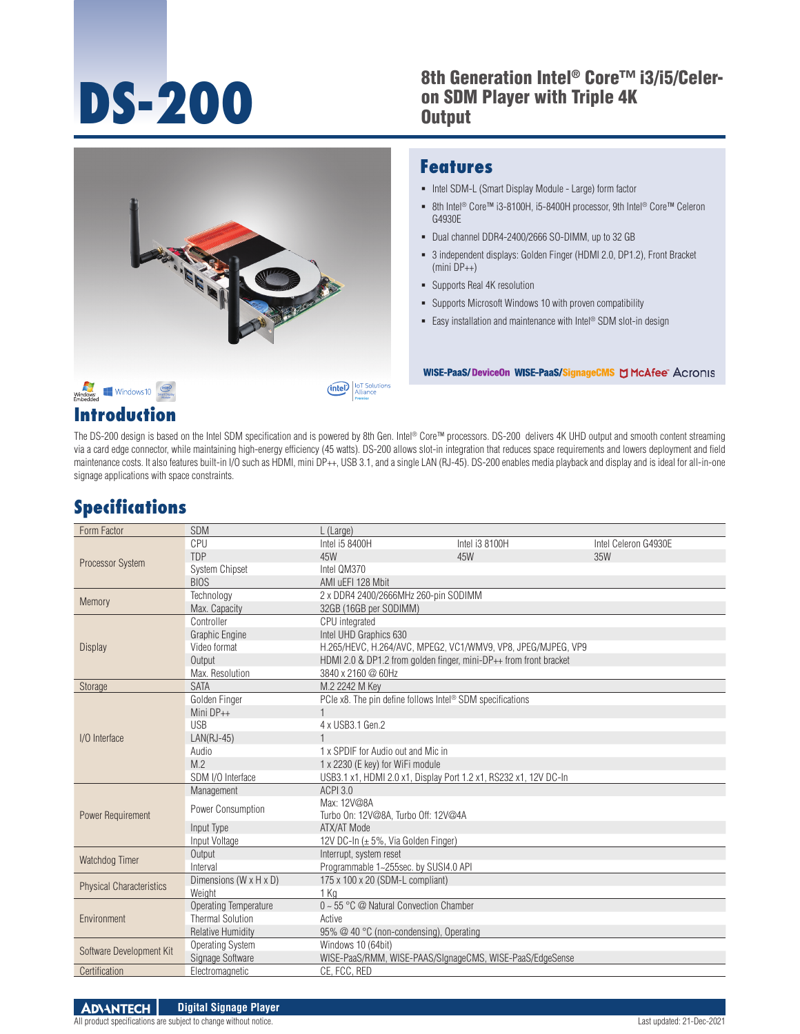# DS-200

## 8th Generation Intel® Core™ i3/i5/Celeron SDM Player with Triple 4K Output

## Features

- Intel SDM-L (Smart Display Module - Large) form factor
- 8th Intel® Core™ i3-8100H, i5-8400H processor, 9th Intel® Core™ Celeron G4930E
- Dual channel DDR4-2400/2666 SO-DIMM, up to 32 GB
- 3 independent displays: Golden Finger (HDMI 2.0, DP1.2), Front Bracket (mini DP++)
- Supports Real 4K resolution
- Supports Microsoft Windows 10 with proven compatibility
- Easy installation and maintenance with Intel® SDM slot-in design

WISE-PaaS/DeviceOn WISE-PaaS/SignageCMS McAfee Acronis

## Introduction

The DS-200 design is based on the Intel SDM specification and is powered by 8th Gen. Intel® Core™ processors. DS-200 delivers 4K UHD output and smooth content streaming via a card edge connector, while maintaining high-energy efficiency (45 watts). DS-200 allows slot-in integration that reduces space requirements and lowers deployment and field maintenance costs. It also features built-in I/O such as HDMI, mini DP++, USB 3.1, and a single LAN (RJ-45). DS-200 enables media playback and display and is ideal for all-in-one signage applications with space constraints.

## Specifications

| | | | | |
|---|---|---|---|---|
| Form Factor | SDM | L (Large) | | |
| Processor System | CPU | Intel i5 8400H | Intel i3 8100H | Intel Celeron G4930E |
| | TDP | 45W | 45W | 35W |
| | System Chipset | Intel QM370 | | |
| | BIOS | AMI uEFI 128 Mbit | | |
| Memory | Technology | 2 x DDR4 2400/2666MHz 260-pin SODIMM | | |
| | Max. Capacity | 32GB (16GB per SODIMM) | | |
| Display | Controller | CPU integrated | | |
| | Graphic Engine | Intel UHD Graphics 630 | | |
| | Video format | H.265/HEVC, H.264/AVC, MPEG2, VC1/WMV9, VP8, JPEG/MJPEG, VP9 | | |
| | Output | HDMI 2.0 & DP1.2 from golden finger, mini-DP++ from front bracket | | |
| | Max. Resolution | 3840 x 2160 @ 60Hz | | |
| Storage | SATA | M.2 2242 M Key | | |
| I/O Interface | Golden Finger | PCIe x8. The pin define follows Intel® SDM specifications | | |
| | Mini DP++ | 1 | | |
| | USB | 4 x USB3.1 Gen.2 | | |
| | LAN(RJ-45) | 1 | | |
| | Audio | 1 x SPDIF for Audio out and Mic in | | |
| | M.2 | 1 x 2230 (E key) for WiFi module | | |
| | SDM I/O Interface | USB3.1 x1, HDMI 2.0 x1, Display Port 1.2 x1, RS232 x1, 12V DC-In | | |
| Power Requirement | Management | ACPI 3.0 | | |
| | Power Consumption | Max: 12V@8A<br>Turbo On: 12V@8A, Turbo Off: 12V@4A | | |
| | Input Type | ATX/AT Mode | | |
| | Input Voltage | 12V DC-In (± 5%, Via Golden Finger) | | |
| Watchdog Timer | Output | Interrupt, system reset | | |
| | Interval | Programmable 1~255sec. by SUSI4.0 API | | |
| Physical Characteristics | Dimensions (W x H x D) | 175 x 100 x 20 (SDM-L compliant) | | |
| | Weight | 1 Kg | | |
| Environment | Operating Temperature | 0 ~ 55 °C @ Natural Convection Chamber | | |
| | Thermal Solution | Active | | |
| | Relative Humidity | 95% @ 40 °C (non-condensing), Operating | | |
| Software Development Kit | Operating System | Windows 10 (64bit) | | |
| | Signage Software | WISE-PaaS/RMM, WISE-PAAS/SIgnageCMS, WISE-PaaS/EdgeSense | | |
| Certification | Electromagnetic | CE, FCC, RED | | |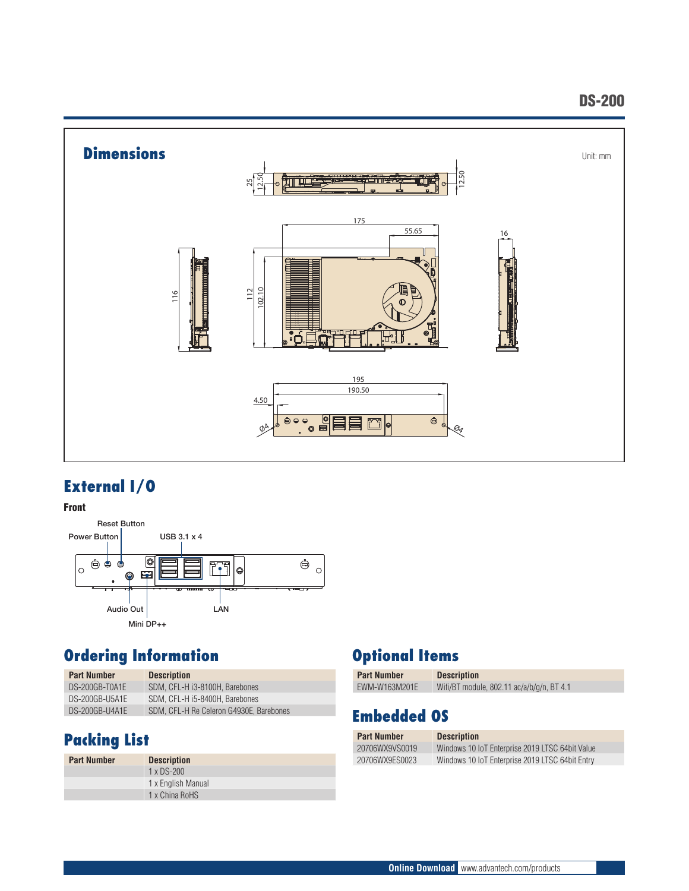## Dimensions

Unit: mm

25
12.50
12.50
175
55.65
16
116
112
102.10
195
190.50
4.50
Ø4
Ø4

## External I/O

**Front**

Reset Button
Power Button
USB 3.1 x 4
Audio Out
LAN
Mini DP++

## Ordering Information

| Part Number | Description |
|---|---|
| DS-200GB-T0A1E | SDM, CFL-H i3-8100H, Barebones |
| DS-200GB-U5A1E | SDM, CFL-H i5-8400H, Barebones |
| DS-200GB-U4A1E | SDM, CFL-H Re Celeron G4930E, Barebones |

## Packing List

| Part Number | Description |
|---|---|
| | 1 x DS-200 |
| | 1 x English Manual |
| | 1 x China RoHS |

## Optional Items

| Part Number | Description |
|---|---|
| EWM-W163M201E | Wifi/BT module, 802.11 ac/a/b/g/n, BT 4.1 |

## Embedded OS

| Part Number | Description |
|---|---|
| 20706WX9VS0019 | Windows 10 IoT Enterprise 2019 LTSC 64bit Value |
| 20706WX9ES0023 | Windows 10 IoT Enterprise 2019 LTSC 64bit Entry |

**Online Download** www.advantech.com/products